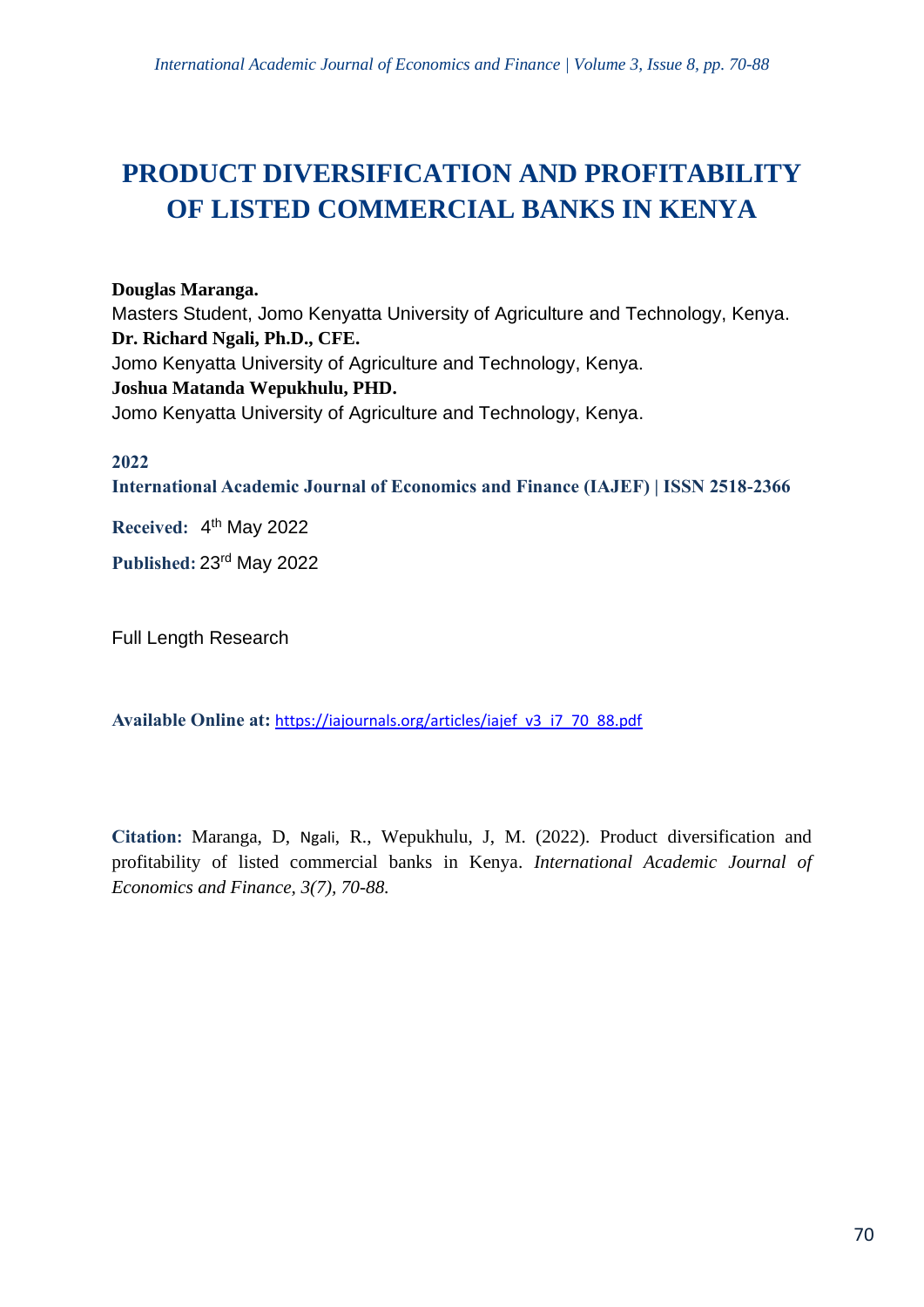# PRODUCT DIVERSIFICATION AND PROFITABILITY OF LISTED COMMERCIAL BANKS IN KENYA

**Douglas Maranga.**
Masters Student, Jomo Kenyatta University of Agriculture and Technology, Kenya.
**Dr. Richard Ngali, Ph.D., CFE.**
Jomo Kenyatta University of Agriculture and Technology, Kenya.
**Joshua Matanda Wepukhulu, PHD.**
Jomo Kenyatta University of Agriculture and Technology, Kenya.

**2022**
**International Academic Journal of Economics and Finance (IAJEF) | ISSN 2518-2366**

**Received:** 4th May 2022

**Published:** 23rd May 2022

Full Length Research

**Available Online at:** https://iajournals.org/articles/iajef_v3_i7_70_88.pdf

**Citation:** Maranga, D, Ngali, R., Wepukhulu, J, M. (2022). Product diversification and profitability of listed commercial banks in Kenya. *International Academic Journal of Economics and Finance, 3(7), 70-88.*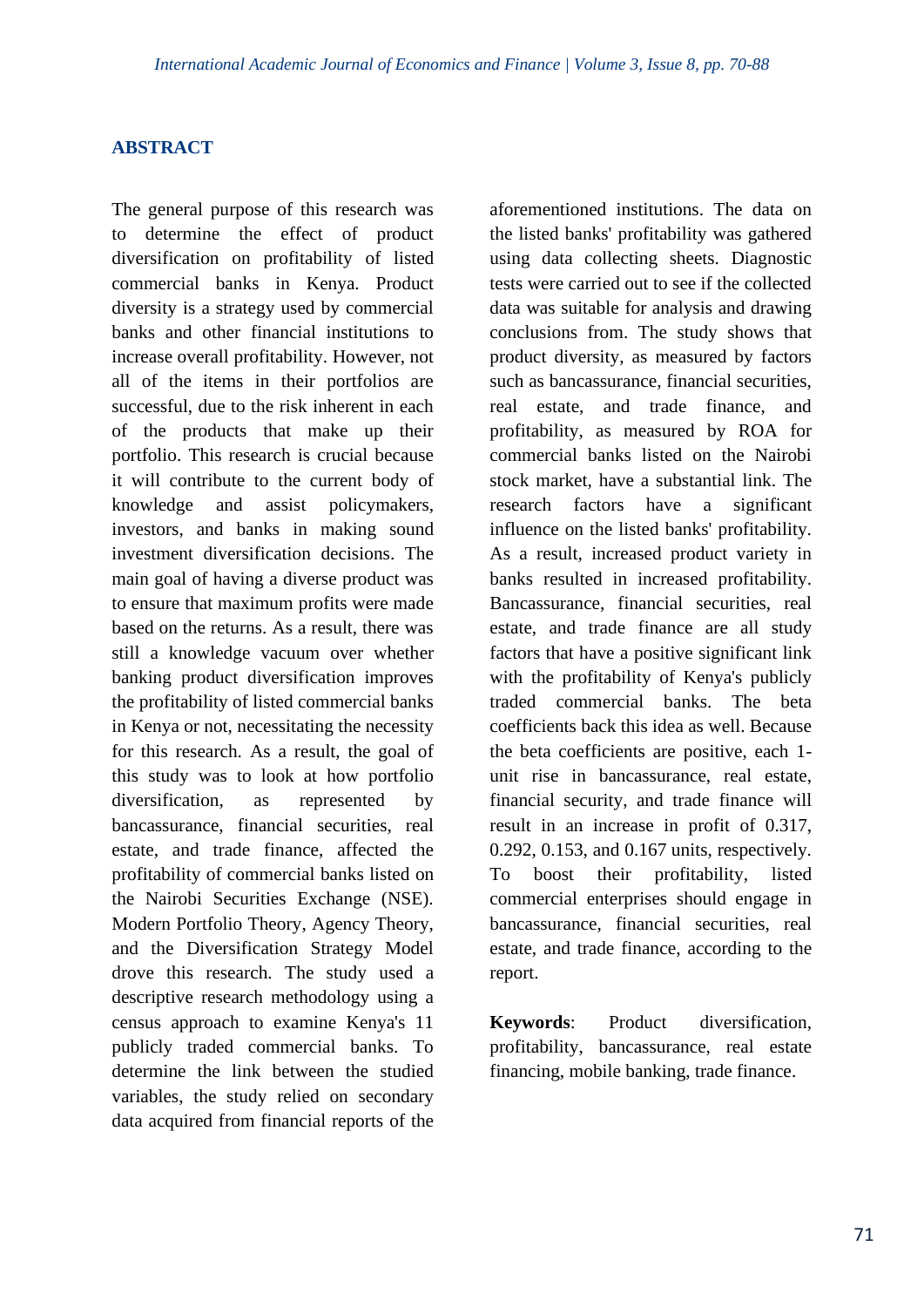## ABSTRACT

The general purpose of this research was to determine the effect of product diversification on profitability of listed commercial banks in Kenya. Product diversity is a strategy used by commercial banks and other financial institutions to increase overall profitability. However, not all of the items in their portfolios are successful, due to the risk inherent in each of the products that make up their portfolio. This research is crucial because it will contribute to the current body of knowledge and assist policymakers, investors, and banks in making sound investment diversification decisions. The main goal of having a diverse product was to ensure that maximum profits were made based on the returns. As a result, there was still a knowledge vacuum over whether banking product diversification improves the profitability of listed commercial banks in Kenya or not, necessitating the necessity for this research. As a result, the goal of this study was to look at how portfolio diversification, as represented by bancassurance, financial securities, real estate, and trade finance, affected the profitability of commercial banks listed on the Nairobi Securities Exchange (NSE). Modern Portfolio Theory, Agency Theory, and the Diversification Strategy Model drove this research. The study used a descriptive research methodology using a census approach to examine Kenya's 11 publicly traded commercial banks. To determine the link between the studied variables, the study relied on secondary data acquired from financial reports of the aforementioned institutions. The data on the listed banks' profitability was gathered using data collecting sheets. Diagnostic tests were carried out to see if the collected data was suitable for analysis and drawing conclusions from. The study shows that product diversity, as measured by factors such as bancassurance, financial securities, real estate, and trade finance, and profitability, as measured by ROA for commercial banks listed on the Nairobi stock market, have a substantial link. The research factors have a significant influence on the listed banks' profitability. As a result, increased product variety in banks resulted in increased profitability. Bancassurance, financial securities, real estate, and trade finance are all study factors that have a positive significant link with the profitability of Kenya's publicly traded commercial banks. The beta coefficients back this idea as well. Because the beta coefficients are positive, each 1-unit rise in bancassurance, real estate, financial security, and trade finance will result in an increase in profit of 0.317, 0.292, 0.153, and 0.167 units, respectively. To boost their profitability, listed commercial enterprises should engage in bancassurance, financial securities, real estate, and trade finance, according to the report.

**Keywords**: Product diversification, profitability, bancassurance, real estate financing, mobile banking, trade finance.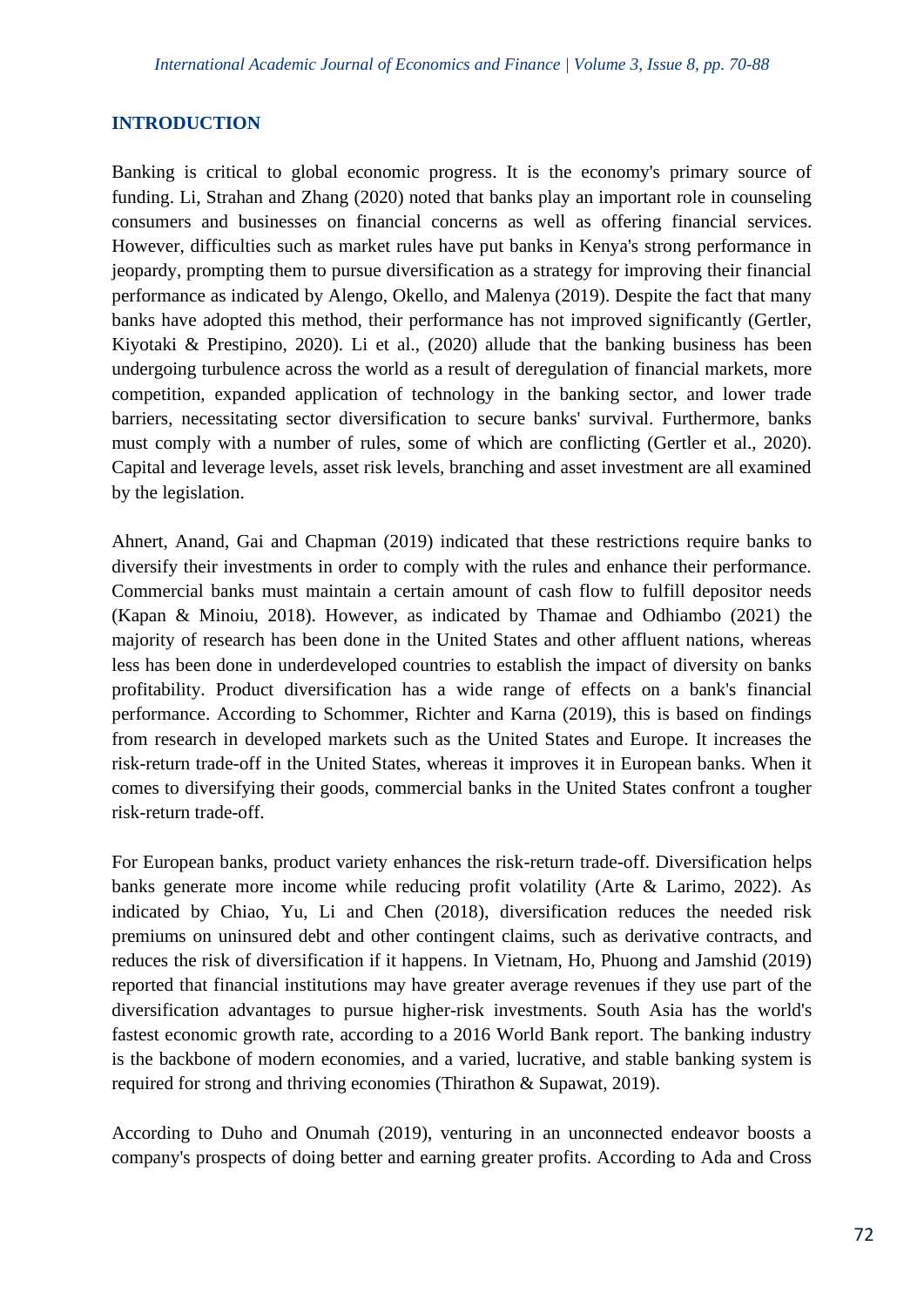## INTRODUCTION

Banking is critical to global economic progress. It is the economy's primary source of funding. Li, Strahan and Zhang (2020) noted that banks play an important role in counseling consumers and businesses on financial concerns as well as offering financial services. However, difficulties such as market rules have put banks in Kenya's strong performance in jeopardy, prompting them to pursue diversification as a strategy for improving their financial performance as indicated by Alengo, Okello, and Malenya (2019). Despite the fact that many banks have adopted this method, their performance has not improved significantly (Gertler, Kiyotaki & Prestipino, 2020). Li et al., (2020) allude that the banking business has been undergoing turbulence across the world as a result of deregulation of financial markets, more competition, expanded application of technology in the banking sector, and lower trade barriers, necessitating sector diversification to secure banks' survival. Furthermore, banks must comply with a number of rules, some of which are conflicting (Gertler et al., 2020). Capital and leverage levels, asset risk levels, branching and asset investment are all examined by the legislation.

Ahnert, Anand, Gai and Chapman (2019) indicated that these restrictions require banks to diversify their investments in order to comply with the rules and enhance their performance. Commercial banks must maintain a certain amount of cash flow to fulfill depositor needs (Kapan & Minoiu, 2018). However, as indicated by Thamae and Odhiambo (2021) the majority of research has been done in the United States and other affluent nations, whereas less has been done in underdeveloped countries to establish the impact of diversity on banks profitability. Product diversification has a wide range of effects on a bank's financial performance. According to Schommer, Richter and Karna (2019), this is based on findings from research in developed markets such as the United States and Europe. It increases the risk-return trade-off in the United States, whereas it improves it in European banks. When it comes to diversifying their goods, commercial banks in the United States confront a tougher risk-return trade-off.

For European banks, product variety enhances the risk-return trade-off. Diversification helps banks generate more income while reducing profit volatility (Arte & Larimo, 2022). As indicated by Chiao, Yu, Li and Chen (2018), diversification reduces the needed risk premiums on uninsured debt and other contingent claims, such as derivative contracts, and reduces the risk of diversification if it happens. In Vietnam, Ho, Phuong and Jamshid (2019) reported that financial institutions may have greater average revenues if they use part of the diversification advantages to pursue higher-risk investments. South Asia has the world's fastest economic growth rate, according to a 2016 World Bank report. The banking industry is the backbone of modern economies, and a varied, lucrative, and stable banking system is required for strong and thriving economies (Thirathon & Supawat, 2019).

According to Duho and Onumah (2019), venturing in an unconnected endeavor boosts a company's prospects of doing better and earning greater profits. According to Ada and Cross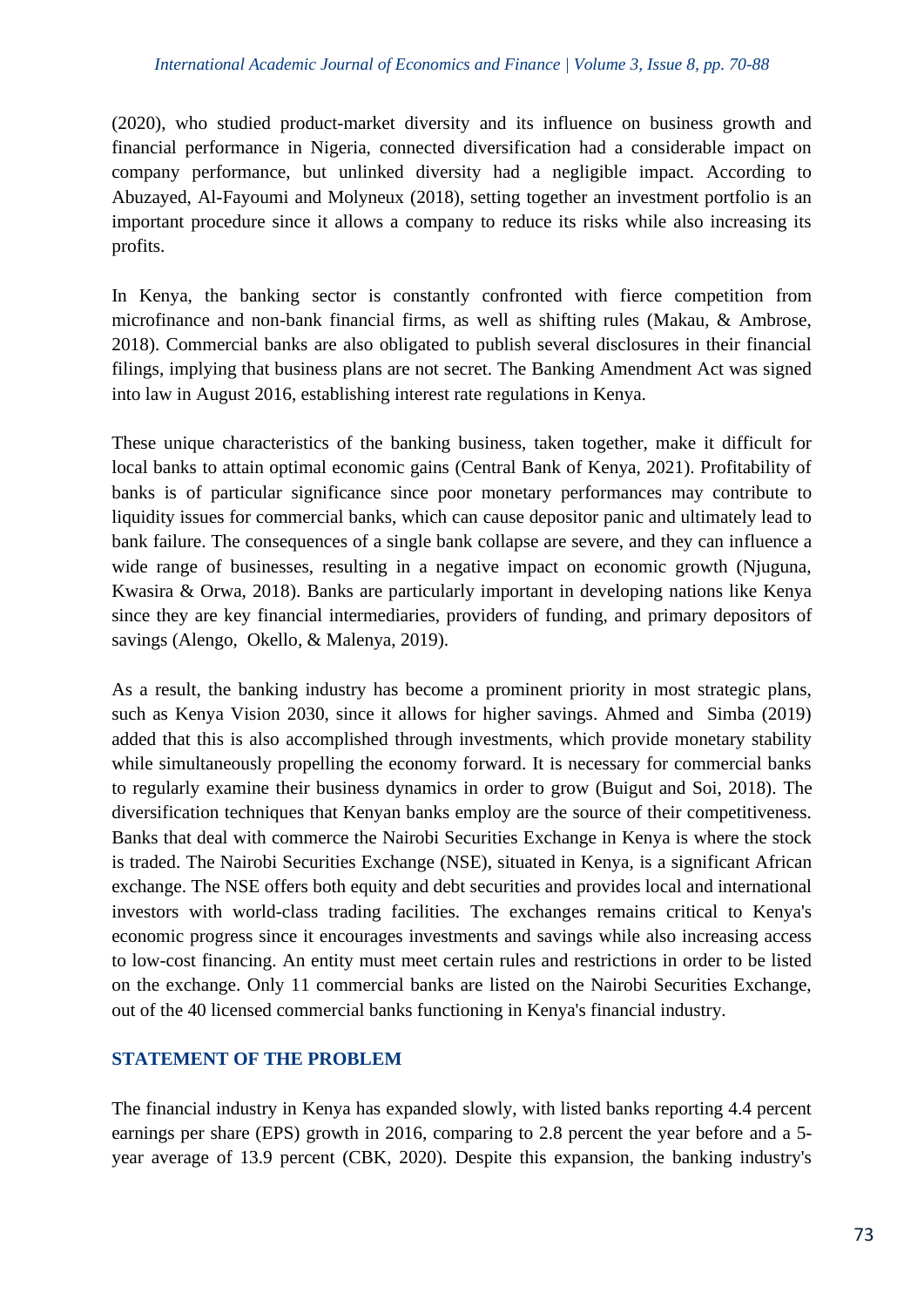(2020), who studied product-market diversity and its influence on business growth and financial performance in Nigeria, connected diversification had a considerable impact on company performance, but unlinked diversity had a negligible impact. According to Abuzayed, Al-Fayoumi and Molyneux (2018), setting together an investment portfolio is an important procedure since it allows a company to reduce its risks while also increasing its profits.

In Kenya, the banking sector is constantly confronted with fierce competition from microfinance and non-bank financial firms, as well as shifting rules (Makau, & Ambrose, 2018). Commercial banks are also obligated to publish several disclosures in their financial filings, implying that business plans are not secret. The Banking Amendment Act was signed into law in August 2016, establishing interest rate regulations in Kenya.

These unique characteristics of the banking business, taken together, make it difficult for local banks to attain optimal economic gains (Central Bank of Kenya, 2021). Profitability of banks is of particular significance since poor monetary performances may contribute to liquidity issues for commercial banks, which can cause depositor panic and ultimately lead to bank failure. The consequences of a single bank collapse are severe, and they can influence a wide range of businesses, resulting in a negative impact on economic growth (Njuguna, Kwasira & Orwa, 2018). Banks are particularly important in developing nations like Kenya since they are key financial intermediaries, providers of funding, and primary depositors of savings (Alengo, Okello, & Malenya, 2019).

As a result, the banking industry has become a prominent priority in most strategic plans, such as Kenya Vision 2030, since it allows for higher savings. Ahmed and Simba (2019) added that this is also accomplished through investments, which provide monetary stability while simultaneously propelling the economy forward. It is necessary for commercial banks to regularly examine their business dynamics in order to grow (Buigut and Soi, 2018). The diversification techniques that Kenyan banks employ are the source of their competitiveness. Banks that deal with commerce the Nairobi Securities Exchange in Kenya is where the stock is traded. The Nairobi Securities Exchange (NSE), situated in Kenya, is a significant African exchange. The NSE offers both equity and debt securities and provides local and international investors with world-class trading facilities. The exchanges remains critical to Kenya's economic progress since it encourages investments and savings while also increasing access to low-cost financing. An entity must meet certain rules and restrictions in order to be listed on the exchange. Only 11 commercial banks are listed on the Nairobi Securities Exchange, out of the 40 licensed commercial banks functioning in Kenya's financial industry.

## STATEMENT OF THE PROBLEM

The financial industry in Kenya has expanded slowly, with listed banks reporting 4.4 percent earnings per share (EPS) growth in 2016, comparing to 2.8 percent the year before and a 5-year average of 13.9 percent (CBK, 2020). Despite this expansion, the banking industry's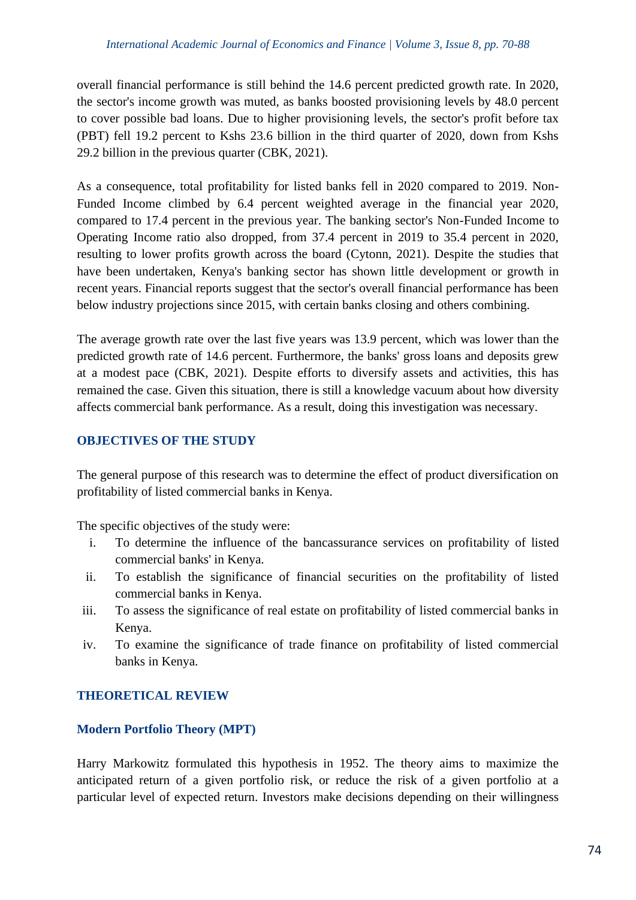overall financial performance is still behind the 14.6 percent predicted growth rate. In 2020, the sector's income growth was muted, as banks boosted provisioning levels by 48.0 percent to cover possible bad loans. Due to higher provisioning levels, the sector's profit before tax (PBT) fell 19.2 percent to Kshs 23.6 billion in the third quarter of 2020, down from Kshs 29.2 billion in the previous quarter (CBK, 2021).

As a consequence, total profitability for listed banks fell in 2020 compared to 2019. Non-Funded Income climbed by 6.4 percent weighted average in the financial year 2020, compared to 17.4 percent in the previous year. The banking sector's Non-Funded Income to Operating Income ratio also dropped, from 37.4 percent in 2019 to 35.4 percent in 2020, resulting to lower profits growth across the board (Cytonn, 2021). Despite the studies that have been undertaken, Kenya's banking sector has shown little development or growth in recent years. Financial reports suggest that the sector's overall financial performance has been below industry projections since 2015, with certain banks closing and others combining.

The average growth rate over the last five years was 13.9 percent, which was lower than the predicted growth rate of 14.6 percent. Furthermore, the banks' gross loans and deposits grew at a modest pace (CBK, 2021). Despite efforts to diversify assets and activities, this has remained the case. Given this situation, there is still a knowledge vacuum about how diversity affects commercial bank performance. As a result, doing this investigation was necessary.

## OBJECTIVES OF THE STUDY

The general purpose of this research was to determine the effect of product diversification on profitability of listed commercial banks in Kenya.

The specific objectives of the study were:

i. To determine the influence of the bancassurance services on profitability of listed commercial banks' in Kenya.
ii. To establish the significance of financial securities on the profitability of listed commercial banks in Kenya.
iii. To assess the significance of real estate on profitability of listed commercial banks in Kenya.
iv. To examine the significance of trade finance on profitability of listed commercial banks in Kenya.

## THEORETICAL REVIEW

### Modern Portfolio Theory (MPT)

Harry Markowitz formulated this hypothesis in 1952. The theory aims to maximize the anticipated return of a given portfolio risk, or reduce the risk of a given portfolio at a particular level of expected return. Investors make decisions depending on their willingness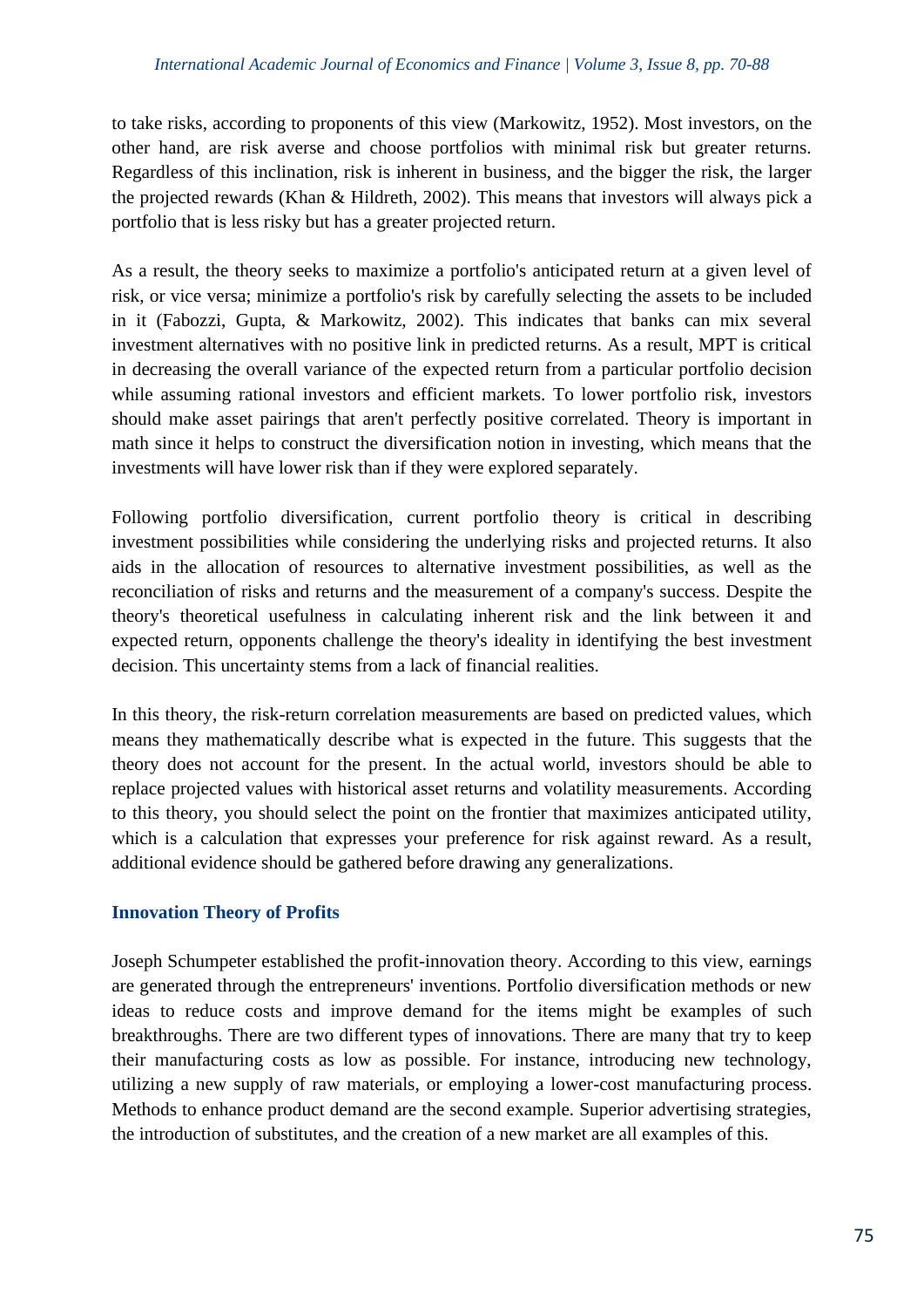to take risks, according to proponents of this view (Markowitz, 1952). Most investors, on the other hand, are risk averse and choose portfolios with minimal risk but greater returns. Regardless of this inclination, risk is inherent in business, and the bigger the risk, the larger the projected rewards (Khan & Hildreth, 2002). This means that investors will always pick a portfolio that is less risky but has a greater projected return.

As a result, the theory seeks to maximize a portfolio's anticipated return at a given level of risk, or vice versa; minimize a portfolio's risk by carefully selecting the assets to be included in it (Fabozzi, Gupta, & Markowitz, 2002). This indicates that banks can mix several investment alternatives with no positive link in predicted returns. As a result, MPT is critical in decreasing the overall variance of the expected return from a particular portfolio decision while assuming rational investors and efficient markets. To lower portfolio risk, investors should make asset pairings that aren't perfectly positive correlated. Theory is important in math since it helps to construct the diversification notion in investing, which means that the investments will have lower risk than if they were explored separately.

Following portfolio diversification, current portfolio theory is critical in describing investment possibilities while considering the underlying risks and projected returns. It also aids in the allocation of resources to alternative investment possibilities, as well as the reconciliation of risks and returns and the measurement of a company's success. Despite the theory's theoretical usefulness in calculating inherent risk and the link between it and expected return, opponents challenge the theory's ideality in identifying the best investment decision. This uncertainty stems from a lack of financial realities.

In this theory, the risk-return correlation measurements are based on predicted values, which means they mathematically describe what is expected in the future. This suggests that the theory does not account for the present. In the actual world, investors should be able to replace projected values with historical asset returns and volatility measurements. According to this theory, you should select the point on the frontier that maximizes anticipated utility, which is a calculation that expresses your preference for risk against reward. As a result, additional evidence should be gathered before drawing any generalizations.

### Innovation Theory of Profits

Joseph Schumpeter established the profit-innovation theory. According to this view, earnings are generated through the entrepreneurs' inventions. Portfolio diversification methods or new ideas to reduce costs and improve demand for the items might be examples of such breakthroughs. There are two different types of innovations. There are many that try to keep their manufacturing costs as low as possible. For instance, introducing new technology, utilizing a new supply of raw materials, or employing a lower-cost manufacturing process. Methods to enhance product demand are the second example. Superior advertising strategies, the introduction of substitutes, and the creation of a new market are all examples of this.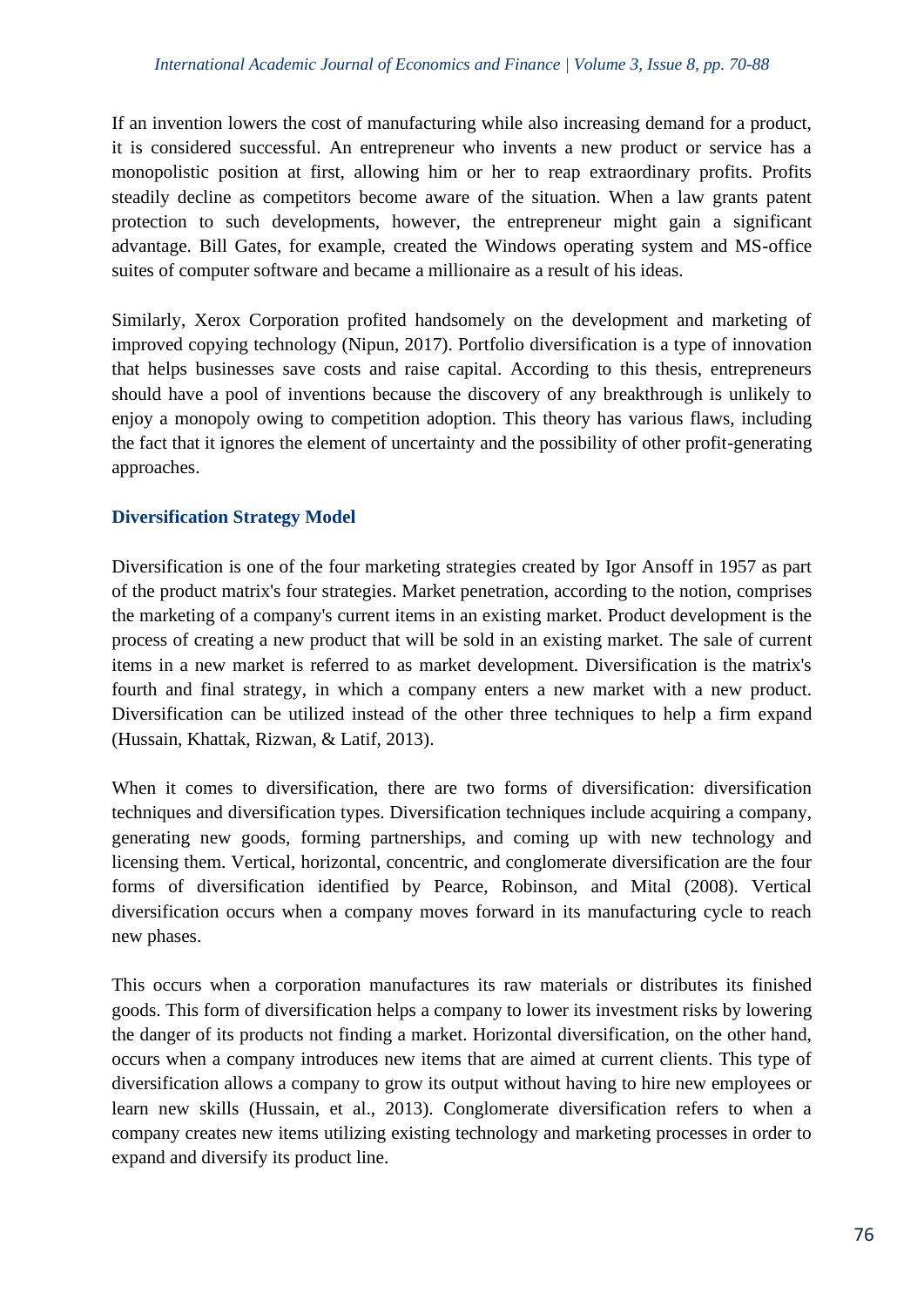If an invention lowers the cost of manufacturing while also increasing demand for a product, it is considered successful. An entrepreneur who invents a new product or service has a monopolistic position at first, allowing him or her to reap extraordinary profits. Profits steadily decline as competitors become aware of the situation. When a law grants patent protection to such developments, however, the entrepreneur might gain a significant advantage. Bill Gates, for example, created the Windows operating system and MS-office suites of computer software and became a millionaire as a result of his ideas.

Similarly, Xerox Corporation profited handsomely on the development and marketing of improved copying technology (Nipun, 2017). Portfolio diversification is a type of innovation that helps businesses save costs and raise capital. According to this thesis, entrepreneurs should have a pool of inventions because the discovery of any breakthrough is unlikely to enjoy a monopoly owing to competition adoption. This theory has various flaws, including the fact that it ignores the element of uncertainty and the possibility of other profit-generating approaches.

### Diversification Strategy Model

Diversification is one of the four marketing strategies created by Igor Ansoff in 1957 as part of the product matrix's four strategies. Market penetration, according to the notion, comprises the marketing of a company's current items in an existing market. Product development is the process of creating a new product that will be sold in an existing market. The sale of current items in a new market is referred to as market development. Diversification is the matrix's fourth and final strategy, in which a company enters a new market with a new product. Diversification can be utilized instead of the other three techniques to help a firm expand (Hussain, Khattak, Rizwan, & Latif, 2013).

When it comes to diversification, there are two forms of diversification: diversification techniques and diversification types. Diversification techniques include acquiring a company, generating new goods, forming partnerships, and coming up with new technology and licensing them. Vertical, horizontal, concentric, and conglomerate diversification are the four forms of diversification identified by Pearce, Robinson, and Mital (2008). Vertical diversification occurs when a company moves forward in its manufacturing cycle to reach new phases.

This occurs when a corporation manufactures its raw materials or distributes its finished goods. This form of diversification helps a company to lower its investment risks by lowering the danger of its products not finding a market. Horizontal diversification, on the other hand, occurs when a company introduces new items that are aimed at current clients. This type of diversification allows a company to grow its output without having to hire new employees or learn new skills (Hussain, et al., 2013). Conglomerate diversification refers to when a company creates new items utilizing existing technology and marketing processes in order to expand and diversify its product line.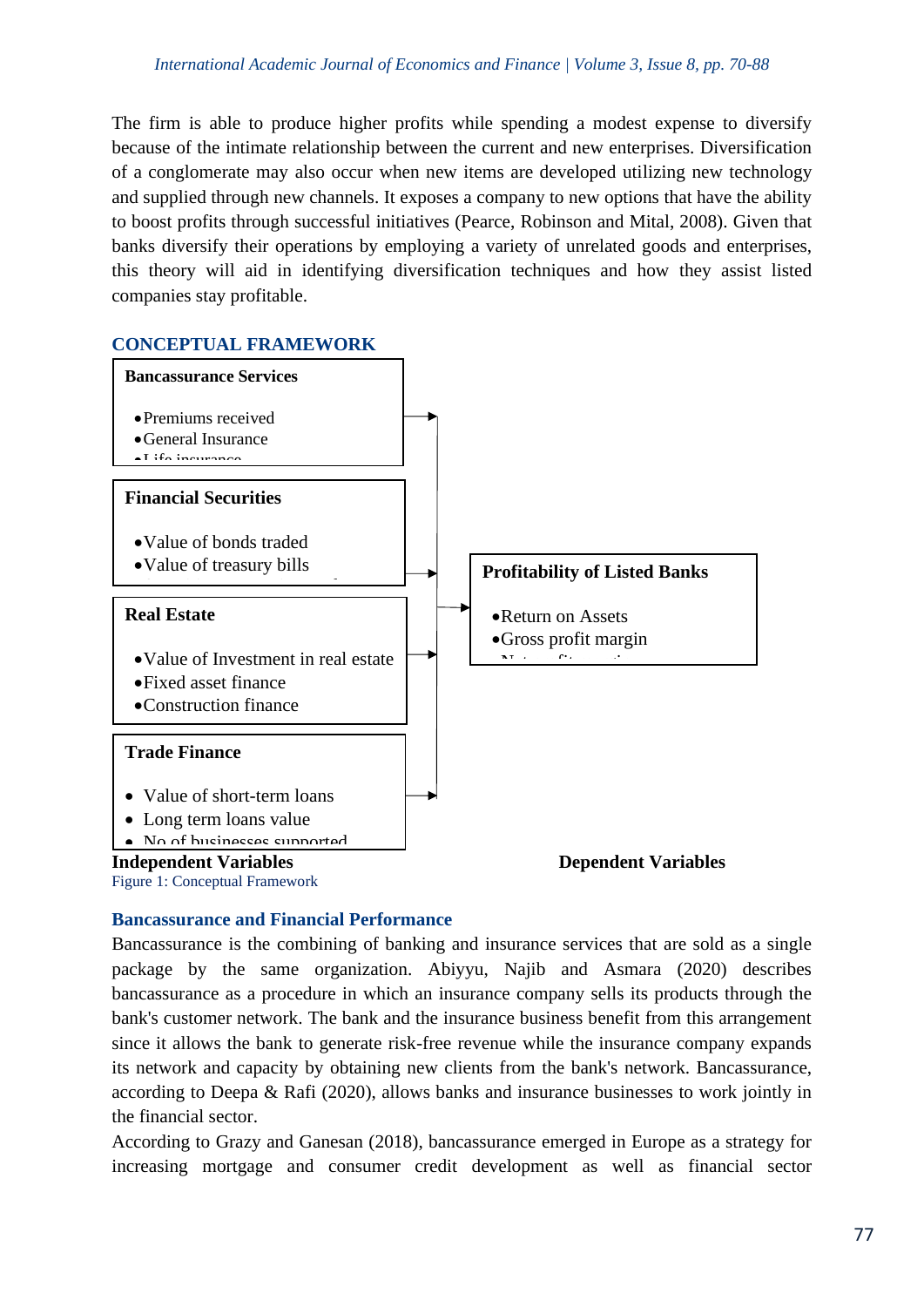The firm is able to produce higher profits while spending a modest expense to diversify because of the intimate relationship between the current and new enterprises. Diversification of a conglomerate may also occur when new items are developed utilizing new technology and supplied through new channels. It exposes a company to new options that have the ability to boost profits through successful initiatives (Pearce, Robinson and Mital, 2008). Given that banks diversify their operations by employing a variety of unrelated goods and enterprises, this theory will aid in identifying diversification techniques and how they assist listed companies stay profitable.

## CONCEPTUAL FRAMEWORK

**Bancassurance Services**

- Premiums received
- General Insurance
- Life insurance

**Financial Securities**

- Value of bonds traded
- Value of treasury bills

**Real Estate**

- Value of Investment in real estate
- Fixed asset finance
- Construction finance

**Trade Finance**

- Value of short-term loans
- Long term loans value
- No of businesses supported

**Independent Variables**

**Profitability of Listed Banks**

- Return on Assets
- Gross profit margin
- Net profit ratio

**Dependent Variables**

Figure 1: Conceptual Framework

### Bancassurance and Financial Performance

Bancassurance is the combining of banking and insurance services that are sold as a single package by the same organization. Abiyyu, Najib and Asmara (2020) describes bancassurance as a procedure in which an insurance company sells its products through the bank's customer network. The bank and the insurance business benefit from this arrangement since it allows the bank to generate risk-free revenue while the insurance company expands its network and capacity by obtaining new clients from the bank's network. Bancassurance, according to Deepa & Rafi (2020), allows banks and insurance businesses to work jointly in the financial sector.

According to Grazy and Ganesan (2018), bancassurance emerged in Europe as a strategy for increasing mortgage and consumer credit development as well as financial sector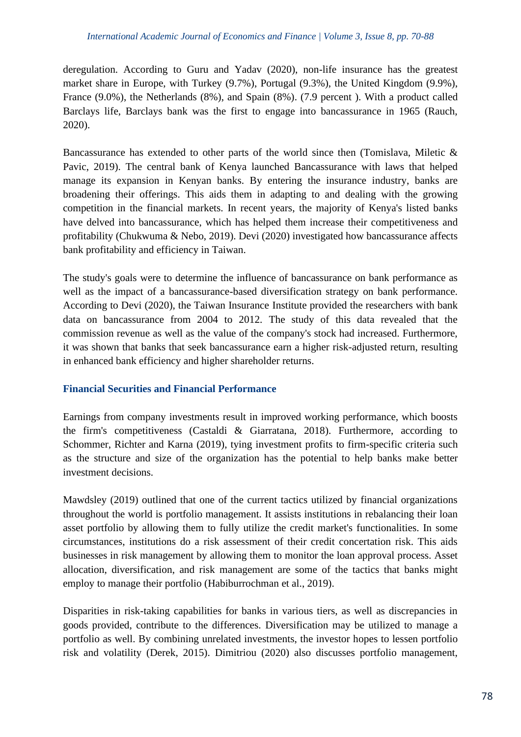deregulation. According to Guru and Yadav (2020), non-life insurance has the greatest market share in Europe, with Turkey (9.7%), Portugal (9.3%), the United Kingdom (9.9%), France (9.0%), the Netherlands (8%), and Spain (8%). (7.9 percent ). With a product called Barclays life, Barclays bank was the first to engage into bancassurance in 1965 (Rauch, 2020).

Bancassurance has extended to other parts of the world since then (Tomislava, Miletic & Pavic, 2019). The central bank of Kenya launched Bancassurance with laws that helped manage its expansion in Kenyan banks. By entering the insurance industry, banks are broadening their offerings. This aids them in adapting to and dealing with the growing competition in the financial markets. In recent years, the majority of Kenya's listed banks have delved into bancassurance, which has helped them increase their competitiveness and profitability (Chukwuma & Nebo, 2019). Devi (2020) investigated how bancassurance affects bank profitability and efficiency in Taiwan.

The study's goals were to determine the influence of bancassurance on bank performance as well as the impact of a bancassurance-based diversification strategy on bank performance. According to Devi (2020), the Taiwan Insurance Institute provided the researchers with bank data on bancassurance from 2004 to 2012. The study of this data revealed that the commission revenue as well as the value of the company's stock had increased. Furthermore, it was shown that banks that seek bancassurance earn a higher risk-adjusted return, resulting in enhanced bank efficiency and higher shareholder returns.

### Financial Securities and Financial Performance

Earnings from company investments result in improved working performance, which boosts the firm's competitiveness (Castaldi & Giarratana, 2018). Furthermore, according to Schommer, Richter and Karna (2019), tying investment profits to firm-specific criteria such as the structure and size of the organization has the potential to help banks make better investment decisions.

Mawdsley (2019) outlined that one of the current tactics utilized by financial organizations throughout the world is portfolio management. It assists institutions in rebalancing their loan asset portfolio by allowing them to fully utilize the credit market's functionalities. In some circumstances, institutions do a risk assessment of their credit concertation risk. This aids businesses in risk management by allowing them to monitor the loan approval process. Asset allocation, diversification, and risk management are some of the tactics that banks might employ to manage their portfolio (Habiburrochman et al., 2019).

Disparities in risk-taking capabilities for banks in various tiers, as well as discrepancies in goods provided, contribute to the differences. Diversification may be utilized to manage a portfolio as well. By combining unrelated investments, the investor hopes to lessen portfolio risk and volatility (Derek, 2015). Dimitriou (2020) also discusses portfolio management,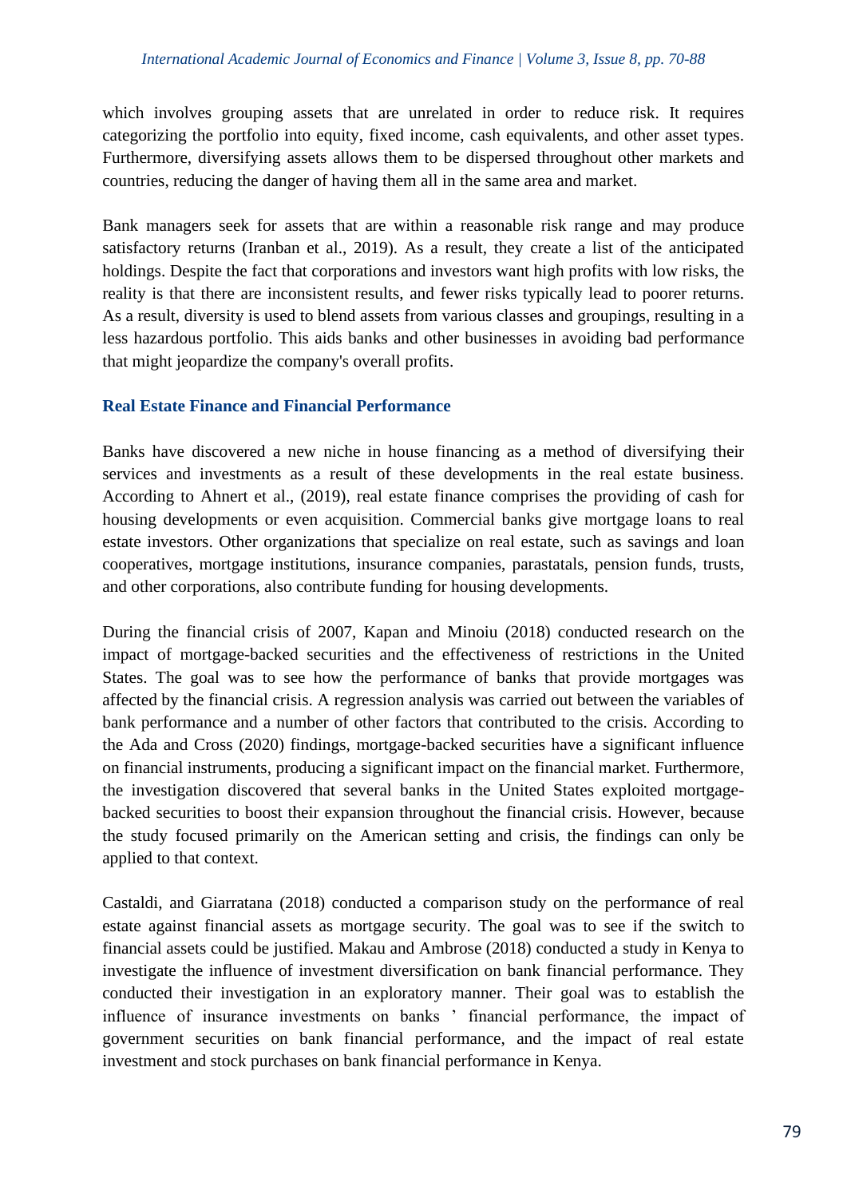which involves grouping assets that are unrelated in order to reduce risk. It requires categorizing the portfolio into equity, fixed income, cash equivalents, and other asset types. Furthermore, diversifying assets allows them to be dispersed throughout other markets and countries, reducing the danger of having them all in the same area and market.

Bank managers seek for assets that are within a reasonable risk range and may produce satisfactory returns (Iranban et al., 2019). As a result, they create a list of the anticipated holdings. Despite the fact that corporations and investors want high profits with low risks, the reality is that there are inconsistent results, and fewer risks typically lead to poorer returns. As a result, diversity is used to blend assets from various classes and groupings, resulting in a less hazardous portfolio. This aids banks and other businesses in avoiding bad performance that might jeopardize the company's overall profits.

### Real Estate Finance and Financial Performance

Banks have discovered a new niche in house financing as a method of diversifying their services and investments as a result of these developments in the real estate business. According to Ahnert et al., (2019), real estate finance comprises the providing of cash for housing developments or even acquisition. Commercial banks give mortgage loans to real estate investors. Other organizations that specialize on real estate, such as savings and loan cooperatives, mortgage institutions, insurance companies, parastatals, pension funds, trusts, and other corporations, also contribute funding for housing developments.

During the financial crisis of 2007, Kapan and Minoiu (2018) conducted research on the impact of mortgage-backed securities and the effectiveness of restrictions in the United States. The goal was to see how the performance of banks that provide mortgages was affected by the financial crisis. A regression analysis was carried out between the variables of bank performance and a number of other factors that contributed to the crisis. According to the Ada and Cross (2020) findings, mortgage-backed securities have a significant influence on financial instruments, producing a significant impact on the financial market. Furthermore, the investigation discovered that several banks in the United States exploited mortgage-backed securities to boost their expansion throughout the financial crisis. However, because the study focused primarily on the American setting and crisis, the findings can only be applied to that context.

Castaldi, and Giarratana (2018) conducted a comparison study on the performance of real estate against financial assets as mortgage security. The goal was to see if the switch to financial assets could be justified. Makau and Ambrose (2018) conducted a study in Kenya to investigate the influence of investment diversification on bank financial performance. They conducted their investigation in an exploratory manner. Their goal was to establish the influence of insurance investments on banks ' financial performance, the impact of government securities on bank financial performance, and the impact of real estate investment and stock purchases on bank financial performance in Kenya.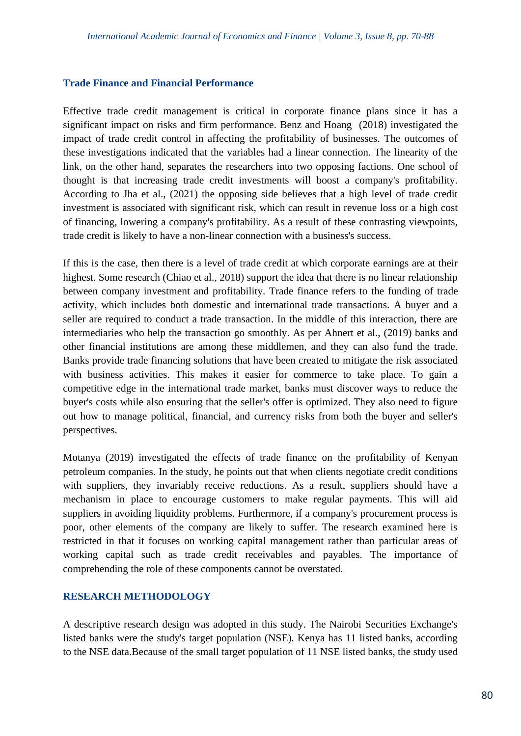### Trade Finance and Financial Performance

Effective trade credit management is critical in corporate finance plans since it has a significant impact on risks and firm performance. Benz and Hoang (2018) investigated the impact of trade credit control in affecting the profitability of businesses. The outcomes of these investigations indicated that the variables had a linear connection. The linearity of the link, on the other hand, separates the researchers into two opposing factions. One school of thought is that increasing trade credit investments will boost a company's profitability. According to Jha et al., (2021) the opposing side believes that a high level of trade credit investment is associated with significant risk, which can result in revenue loss or a high cost of financing, lowering a company's profitability. As a result of these contrasting viewpoints, trade credit is likely to have a non-linear connection with a business's success.

If this is the case, then there is a level of trade credit at which corporate earnings are at their highest. Some research (Chiao et al., 2018) support the idea that there is no linear relationship between company investment and profitability. Trade finance refers to the funding of trade activity, which includes both domestic and international trade transactions. A buyer and a seller are required to conduct a trade transaction. In the middle of this interaction, there are intermediaries who help the transaction go smoothly. As per Ahnert et al., (2019) banks and other financial institutions are among these middlemen, and they can also fund the trade. Banks provide trade financing solutions that have been created to mitigate the risk associated with business activities. This makes it easier for commerce to take place. To gain a competitive edge in the international trade market, banks must discover ways to reduce the buyer's costs while also ensuring that the seller's offer is optimized. They also need to figure out how to manage political, financial, and currency risks from both the buyer and seller's perspectives.

Motanya (2019) investigated the effects of trade finance on the profitability of Kenyan petroleum companies. In the study, he points out that when clients negotiate credit conditions with suppliers, they invariably receive reductions. As a result, suppliers should have a mechanism in place to encourage customers to make regular payments. This will aid suppliers in avoiding liquidity problems. Furthermore, if a company's procurement process is poor, other elements of the company are likely to suffer. The research examined here is restricted in that it focuses on working capital management rather than particular areas of working capital such as trade credit receivables and payables. The importance of comprehending the role of these components cannot be overstated.

## RESEARCH METHODOLOGY

A descriptive research design was adopted in this study. The Nairobi Securities Exchange's listed banks were the study's target population (NSE). Kenya has 11 listed banks, according to the NSE data.Because of the small target population of 11 NSE listed banks, the study used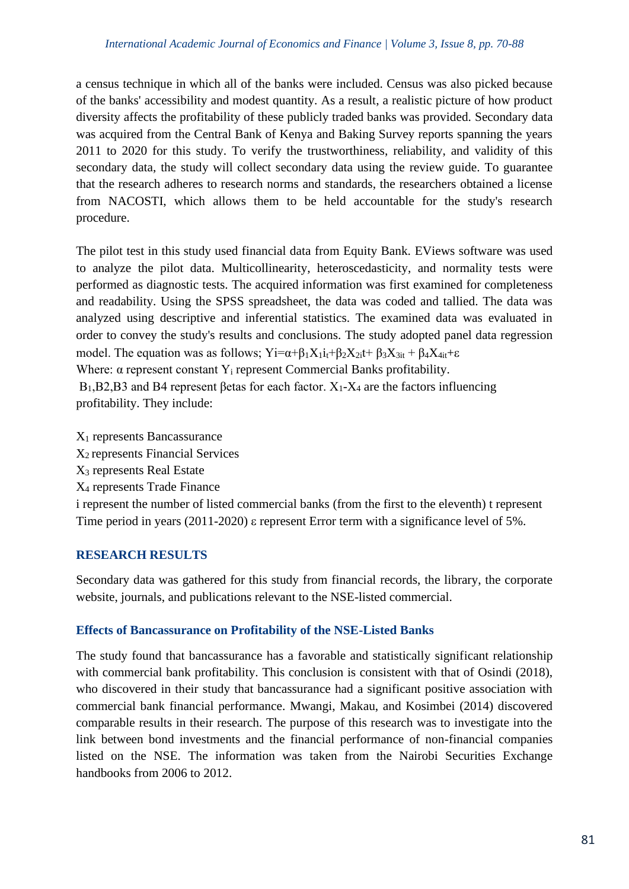a census technique in which all of the banks were included. Census was also picked because of the banks' accessibility and modest quantity. As a result, a realistic picture of how product diversity affects the profitability of these publicly traded banks was provided. Secondary data was acquired from the Central Bank of Kenya and Baking Survey reports spanning the years 2011 to 2020 for this study. To verify the trustworthiness, reliability, and validity of this secondary data, the study will collect secondary data using the review guide. To guarantee that the research adheres to research norms and standards, the researchers obtained a license from NACOSTI, which allows them to be held accountable for the study's research procedure.

The pilot test in this study used financial data from Equity Bank. EViews software was used to analyze the pilot data. Multicollinearity, heteroscedasticity, and normality tests were performed as diagnostic tests. The acquired information was first examined for completeness and readability. Using the SPSS spreadsheet, the data was coded and tallied. The data was analyzed using descriptive and inferential statistics. The examined data was evaluated in order to convey the study's results and conclusions. The study adopted panel data regression model. The equation was as follows; $Yi=\alpha+\beta_1X_1i_t+\beta_2X_{2i}t+\beta_3X_{3it}+\beta_4X_{4it}+\varepsilon$

Where: $\alpha$ represent constant $Y_i$ represent Commercial Banks profitability.

$B_1$,B2,B3 and B4 represent βetas for each factor. $X_1$-$X_4$ are the factors influencing profitability. They include:

$X_1$ represents Bancassurance

$X_2$ represents Financial Services

$X_3$ represents Real Estate

$X_4$ represents Trade Finance

i represent the number of listed commercial banks (from the first to the eleventh) t represent Time period in years (2011-2020) $\varepsilon$ represent Error term with a significance level of 5%.

## RESEARCH RESULTS

Secondary data was gathered for this study from financial records, the library, the corporate website, journals, and publications relevant to the NSE-listed commercial.

### Effects of Bancassurance on Profitability of the NSE-Listed Banks

The study found that bancassurance has a favorable and statistically significant relationship with commercial bank profitability. This conclusion is consistent with that of Osindi (2018), who discovered in their study that bancassurance had a significant positive association with commercial bank financial performance. Mwangi, Makau, and Kosimbei (2014) discovered comparable results in their research. The purpose of this research was to investigate into the link between bond investments and the financial performance of non-financial companies listed on the NSE. The information was taken from the Nairobi Securities Exchange handbooks from 2006 to 2012.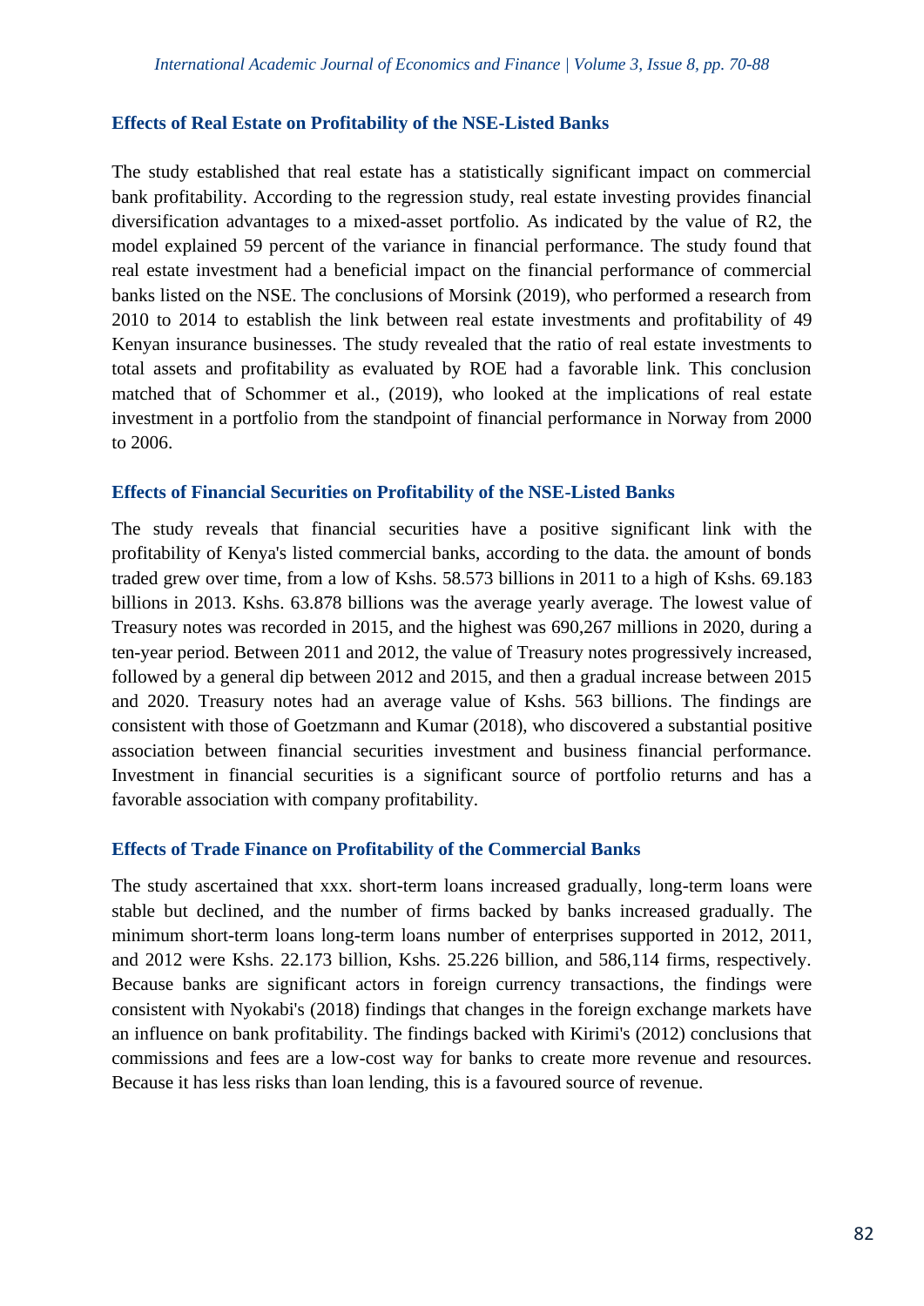### Effects of Real Estate on Profitability of the NSE-Listed Banks

The study established that real estate has a statistically significant impact on commercial bank profitability. According to the regression study, real estate investing provides financial diversification advantages to a mixed-asset portfolio. As indicated by the value of R2, the model explained 59 percent of the variance in financial performance. The study found that real estate investment had a beneficial impact on the financial performance of commercial banks listed on the NSE. The conclusions of Morsink (2019), who performed a research from 2010 to 2014 to establish the link between real estate investments and profitability of 49 Kenyan insurance businesses. The study revealed that the ratio of real estate investments to total assets and profitability as evaluated by ROE had a favorable link. This conclusion matched that of Schommer et al., (2019), who looked at the implications of real estate investment in a portfolio from the standpoint of financial performance in Norway from 2000 to 2006.

### Effects of Financial Securities on Profitability of the NSE-Listed Banks

The study reveals that financial securities have a positive significant link with the profitability of Kenya's listed commercial banks, according to the data. the amount of bonds traded grew over time, from a low of Kshs. 58.573 billions in 2011 to a high of Kshs. 69.183 billions in 2013. Kshs. 63.878 billions was the average yearly average. The lowest value of Treasury notes was recorded in 2015, and the highest was 690,267 millions in 2020, during a ten-year period. Between 2011 and 2012, the value of Treasury notes progressively increased, followed by a general dip between 2012 and 2015, and then a gradual increase between 2015 and 2020. Treasury notes had an average value of Kshs. 563 billions. The findings are consistent with those of Goetzmann and Kumar (2018), who discovered a substantial positive association between financial securities investment and business financial performance. Investment in financial securities is a significant source of portfolio returns and has a favorable association with company profitability.

### Effects of Trade Finance on Profitability of the Commercial Banks

The study ascertained that xxx. short-term loans increased gradually, long-term loans were stable but declined, and the number of firms backed by banks increased gradually. The minimum short-term loans long-term loans number of enterprises supported in 2012, 2011, and 2012 were Kshs. 22.173 billion, Kshs. 25.226 billion, and 586,114 firms, respectively. Because banks are significant actors in foreign currency transactions, the findings were consistent with Nyokabi's (2018) findings that changes in the foreign exchange markets have an influence on bank profitability. The findings backed with Kirimi's (2012) conclusions that commissions and fees are a low-cost way for banks to create more revenue and resources. Because it has less risks than loan lending, this is a favoured source of revenue.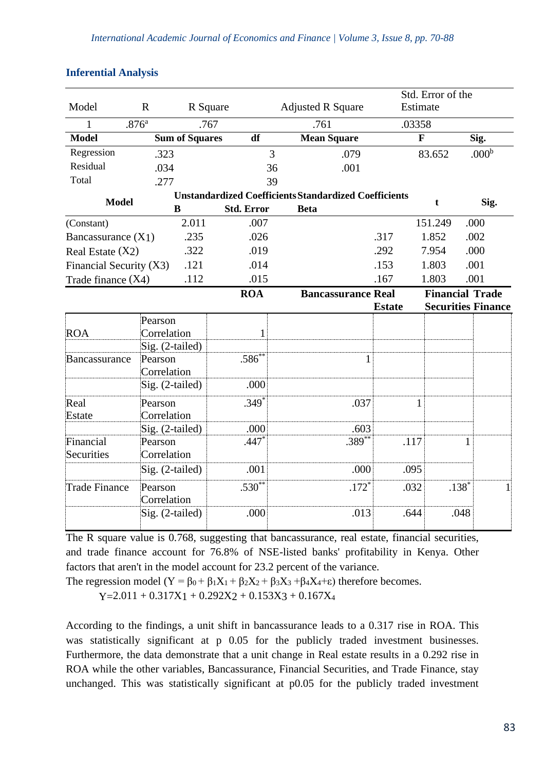## Inferential Analysis

| Model | R | R Square | Adjusted R Square | Std. Error of the Estimate |
|---|---|---|---|---|
| 1 | .876[a] | .767 | .761 | .03358 |

| Model | Sum of Squares | df | Mean Square | F | Sig. |
|---|---|---|---|---|---|
| Regression | .323 | 3 | .079 | 83.652 | .000[b] |
| Residual | .034 | 36 | .001 | | |
| Total | .277 | 39 | | | |

| Model | Unstandardized Coefficients | | Standardized Coefficients | t | Sig. |
|---|---|---|---|---|---|
| | B | Std. Error | Beta | | |
| (Constant) | 2.011 | .007 | | 151.249 | .000 |
| Bancassurance ($X_1$) | .235 | .026 | .317 | 1.852 | .002 |
| Real Estate ($X_2$) | .322 | .019 | .292 | 7.954 | .000 |
| Financial Security ($X_3$) | .121 | .014 | .153 | 1.803 | .001 |
| Trade finance ($X_4$) | .112 | .015 | .167 | 1.803 | .001 |

| | | ROA | Bancassurance | Real Estate | Financial Securities | Trade Finance |
|---|---|---|---|---|---|---|
| ROA | Pearson Correlation | 1 | | | | |
| | Sig. (2-tailed) | | | | | |
| Bancassurance | Pearson Correlation | .586** | 1 | | | |
| | Sig. (2-tailed) | .000 | | | | |
| Real Estate | Pearson Correlation | .349* | .037 | 1 | | |
| | Sig. (2-tailed) | .000 | .603 | | | |
| Financial Securities | Pearson Correlation | .447* | .389** | .117 | 1 | |
| | Sig. (2-tailed) | .001 | .000 | .095 | | |
| Trade Finance | Pearson Correlation | .530** | .172* | .032 | .138* | 1 |
| | Sig. (2-tailed) | .000 | .013 | .644 | .048 | |

The R square value is 0.768, suggesting that bancassurance, real estate, financial securities, and trade finance account for 76.8% of NSE-listed banks' profitability in Kenya. Other factors that aren't in the model account for 23.2 percent of the variance.

The regression model ($Y = \beta_0 + \beta_1 X_1 + \beta_2 X_2 + \beta_3 X_3 + \beta_4 X_4 + \varepsilon$) therefore becomes.

$$Y = 2.011 + 0.317X_1 + 0.292X_2 + 0.153X_3 + 0.167X_4$$

According to the findings, a unit shift in bancassurance leads to a 0.317 rise in ROA. This was statistically significant at p 0.05 for the publicly traded investment businesses. Furthermore, the data demonstrate that a unit change in Real estate results in a 0.292 rise in ROA while the other variables, Bancassurance, Financial Securities, and Trade Finance, stay unchanged. This was statistically significant at p0.05 for the publicly traded investment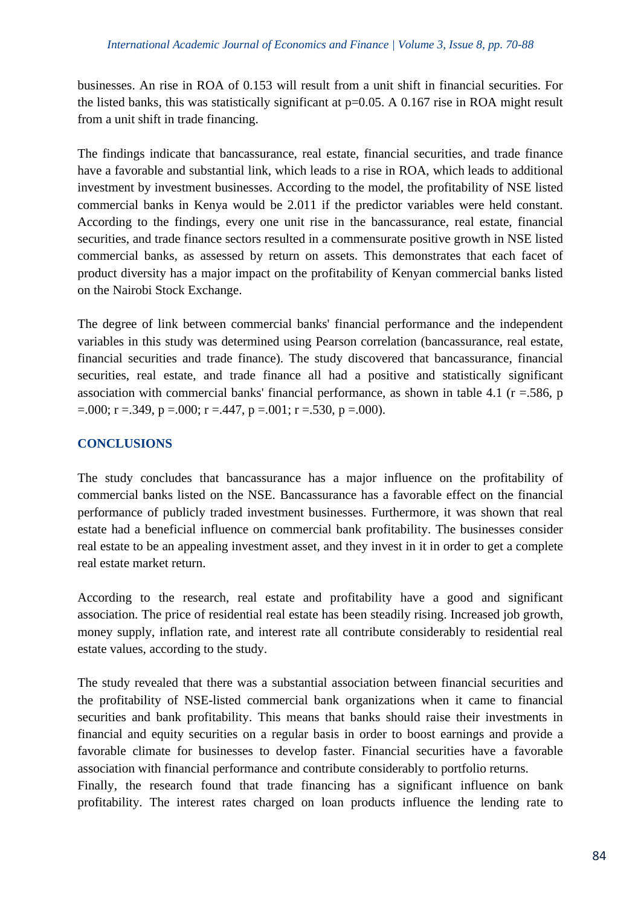businesses. An rise in ROA of 0.153 will result from a unit shift in financial securities. For the listed banks, this was statistically significant at p=0.05. A 0.167 rise in ROA might result from a unit shift in trade financing.

The findings indicate that bancassurance, real estate, financial securities, and trade finance have a favorable and substantial link, which leads to a rise in ROA, which leads to additional investment by investment businesses. According to the model, the profitability of NSE listed commercial banks in Kenya would be 2.011 if the predictor variables were held constant. According to the findings, every one unit rise in the bancassurance, real estate, financial securities, and trade finance sectors resulted in a commensurate positive growth in NSE listed commercial banks, as assessed by return on assets. This demonstrates that each facet of product diversity has a major impact on the profitability of Kenyan commercial banks listed on the Nairobi Stock Exchange.

The degree of link between commercial banks' financial performance and the independent variables in this study was determined using Pearson correlation (bancassurance, real estate, financial securities and trade finance). The study discovered that bancassurance, financial securities, real estate, and trade finance all had a positive and statistically significant association with commercial banks' financial performance, as shown in table 4.1 (r =.586, p =.000; r =.349, p =.000; r =.447, p =.001; r =.530, p =.000).

## CONCLUSIONS

The study concludes that bancassurance has a major influence on the profitability of commercial banks listed on the NSE. Bancassurance has a favorable effect on the financial performance of publicly traded investment businesses. Furthermore, it was shown that real estate had a beneficial influence on commercial bank profitability. The businesses consider real estate to be an appealing investment asset, and they invest in it in order to get a complete real estate market return.

According to the research, real estate and profitability have a good and significant association. The price of residential real estate has been steadily rising. Increased job growth, money supply, inflation rate, and interest rate all contribute considerably to residential real estate values, according to the study.

The study revealed that there was a substantial association between financial securities and the profitability of NSE-listed commercial bank organizations when it came to financial securities and bank profitability. This means that banks should raise their investments in financial and equity securities on a regular basis in order to boost earnings and provide a favorable climate for businesses to develop faster. Financial securities have a favorable association with financial performance and contribute considerably to portfolio returns.
Finally, the research found that trade financing has a significant influence on bank profitability. The interest rates charged on loan products influence the lending rate to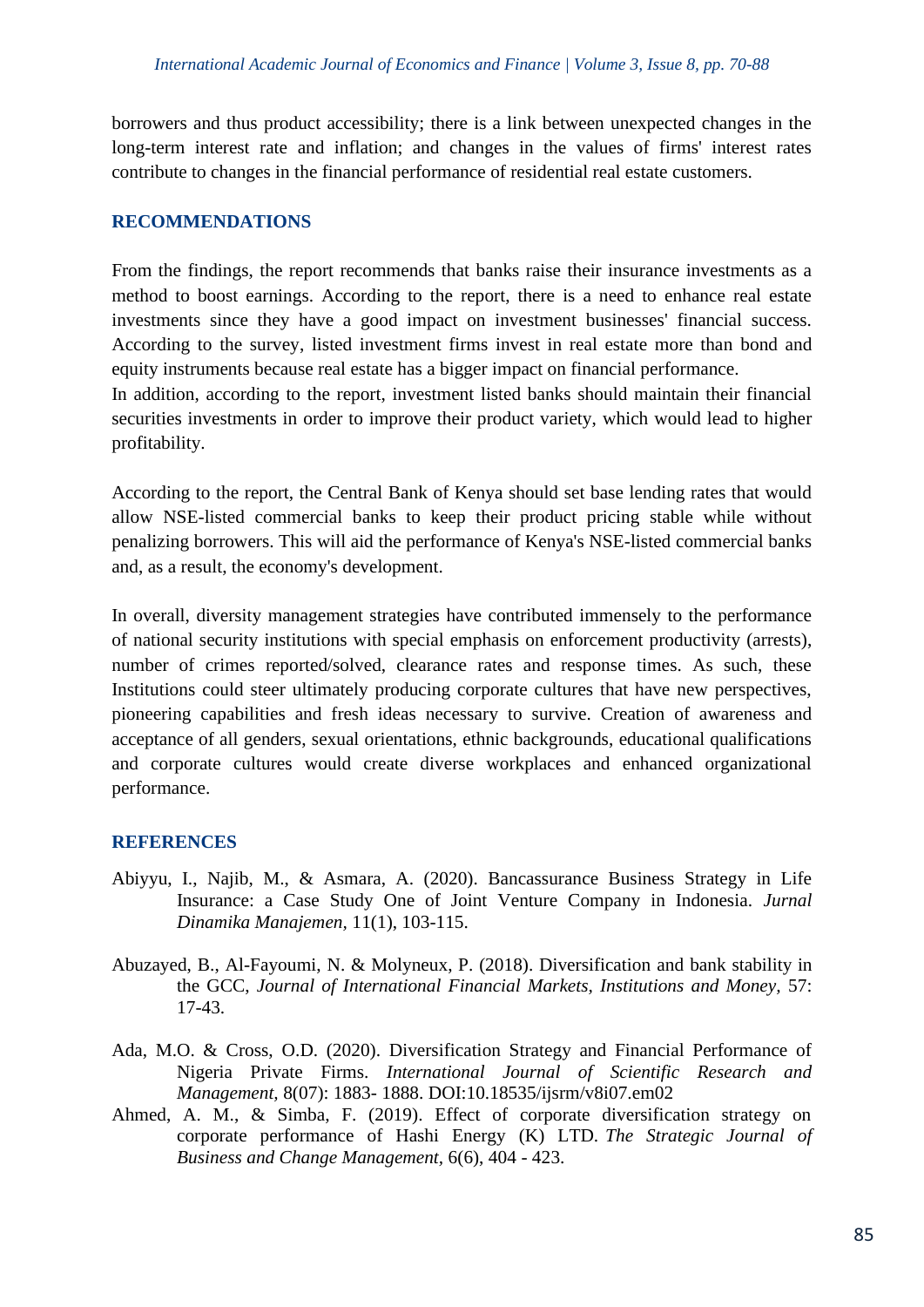borrowers and thus product accessibility; there is a link between unexpected changes in the long-term interest rate and inflation; and changes in the values of firms' interest rates contribute to changes in the financial performance of residential real estate customers.

## RECOMMENDATIONS

From the findings, the report recommends that banks raise their insurance investments as a method to boost earnings. According to the report, there is a need to enhance real estate investments since they have a good impact on investment businesses' financial success. According to the survey, listed investment firms invest in real estate more than bond and equity instruments because real estate has a bigger impact on financial performance.
In addition, according to the report, investment listed banks should maintain their financial securities investments in order to improve their product variety, which would lead to higher profitability.

According to the report, the Central Bank of Kenya should set base lending rates that would allow NSE-listed commercial banks to keep their product pricing stable while without penalizing borrowers. This will aid the performance of Kenya's NSE-listed commercial banks and, as a result, the economy's development.

In overall, diversity management strategies have contributed immensely to the performance of national security institutions with special emphasis on enforcement productivity (arrests), number of crimes reported/solved, clearance rates and response times. As such, these Institutions could steer ultimately producing corporate cultures that have new perspectives, pioneering capabilities and fresh ideas necessary to survive. Creation of awareness and acceptance of all genders, sexual orientations, ethnic backgrounds, educational qualifications and corporate cultures would create diverse workplaces and enhanced organizational performance.

## REFERENCES

Abiyyu, I., Najib, M., & Asmara, A. (2020). Bancassurance Business Strategy in Life Insurance: a Case Study One of Joint Venture Company in Indonesia. *Jurnal Dinamika Manajemen*, 11(1), 103-115.

Abuzayed, B., Al-Fayoumi, N. & Molyneux, P. (2018). Diversification and bank stability in the GCC, *Journal of International Financial Markets, Institutions and Money*, 57: 17-43.

Ada, M.O. & Cross, O.D. (2020). Diversification Strategy and Financial Performance of Nigeria Private Firms. *International Journal of Scientific Research and Management*, 8(07): 1883- 1888. DOI:10.18535/ijsrm/v8i07.em02

Ahmed, A. M., & Simba, F. (2019). Effect of corporate diversification strategy on corporate performance of Hashi Energy (K) LTD. *The Strategic Journal of Business and Change Management*, 6(6), 404 - 423.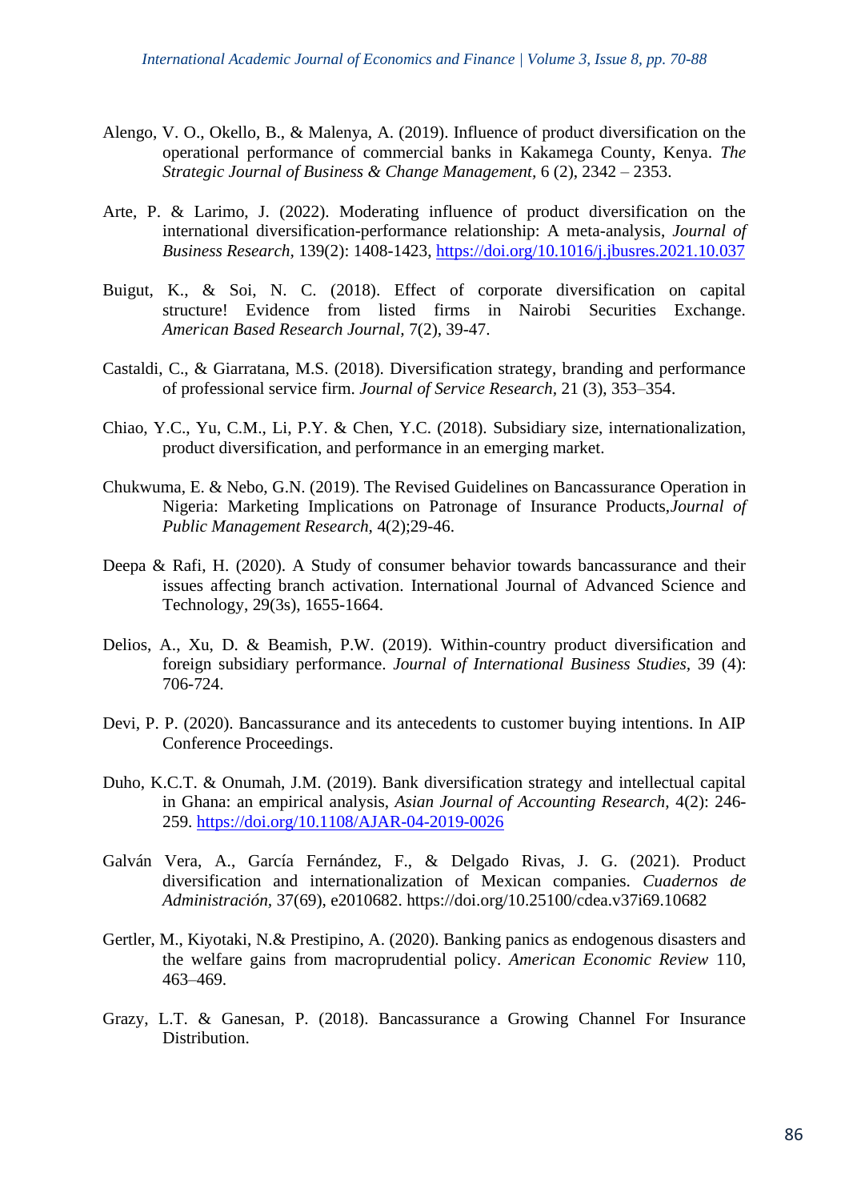Alengo, V. O., Okello, B., & Malenya, A. (2019). Influence of product diversification on the operational performance of commercial banks in Kakamega County, Kenya. *The Strategic Journal of Business & Change Management,* 6 (2), 2342 – 2353.

Arte, P. & Larimo, J. (2022). Moderating influence of product diversification on the international diversification-performance relationship: A meta-analysis, *Journal of Business Research,* 139(2): 1408-1423, https://doi.org/10.1016/j.jbusres.2021.10.037

Buigut, K., & Soi, N. C. (2018). Effect of corporate diversification on capital structure! Evidence from listed firms in Nairobi Securities Exchange. *American Based Research Journal*, 7(2), 39-47.

Castaldi, C., & Giarratana, M.S. (2018). Diversification strategy, branding and performance of professional service firm. *Journal of Service Research*, 21 (3), 353–354.

Chiao, Y.C., Yu, C.M., Li, P.Y. & Chen, Y.C. (2018). Subsidiary size, internationalization, product diversification, and performance in an emerging market.

Chukwuma, E. & Nebo, G.N. (2019). The Revised Guidelines on Bancassurance Operation in Nigeria: Marketing Implications on Patronage of Insurance Products,*Journal of Public Management Research*, 4(2);29-46.

Deepa & Rafi, H. (2020). A Study of consumer behavior towards bancassurance and their issues affecting branch activation. International Journal of Advanced Science and Technology, 29(3s), 1655-1664.

Delios, A., Xu, D. & Beamish, P.W. (2019). Within-country product diversification and foreign subsidiary performance. *Journal of International Business Studies*, 39 (4): 706-724.

Devi, P. P. (2020). Bancassurance and its antecedents to customer buying intentions. In AIP Conference Proceedings.

Duho, K.C.T. & Onumah, J.M. (2019). Bank diversification strategy and intellectual capital in Ghana: an empirical analysis, *Asian Journal of Accounting Research,* 4(2): 246-259. https://doi.org/10.1108/AJAR-04-2019-0026

Galván Vera, A., García Fernández, F., & Delgado Rivas, J. G. (2021). Product diversification and internationalization of Mexican companies. *Cuadernos de Administración,* 37(69), e2010682. https://doi.org/10.25100/cdea.v37i69.10682

Gertler, M., Kiyotaki, N.& Prestipino, A. (2020). Banking panics as endogenous disasters and the welfare gains from macroprudential policy. *American Economic Review* 110, 463–469.

Grazy, L.T. & Ganesan, P. (2018). Bancassurance a Growing Channel For Insurance Distribution.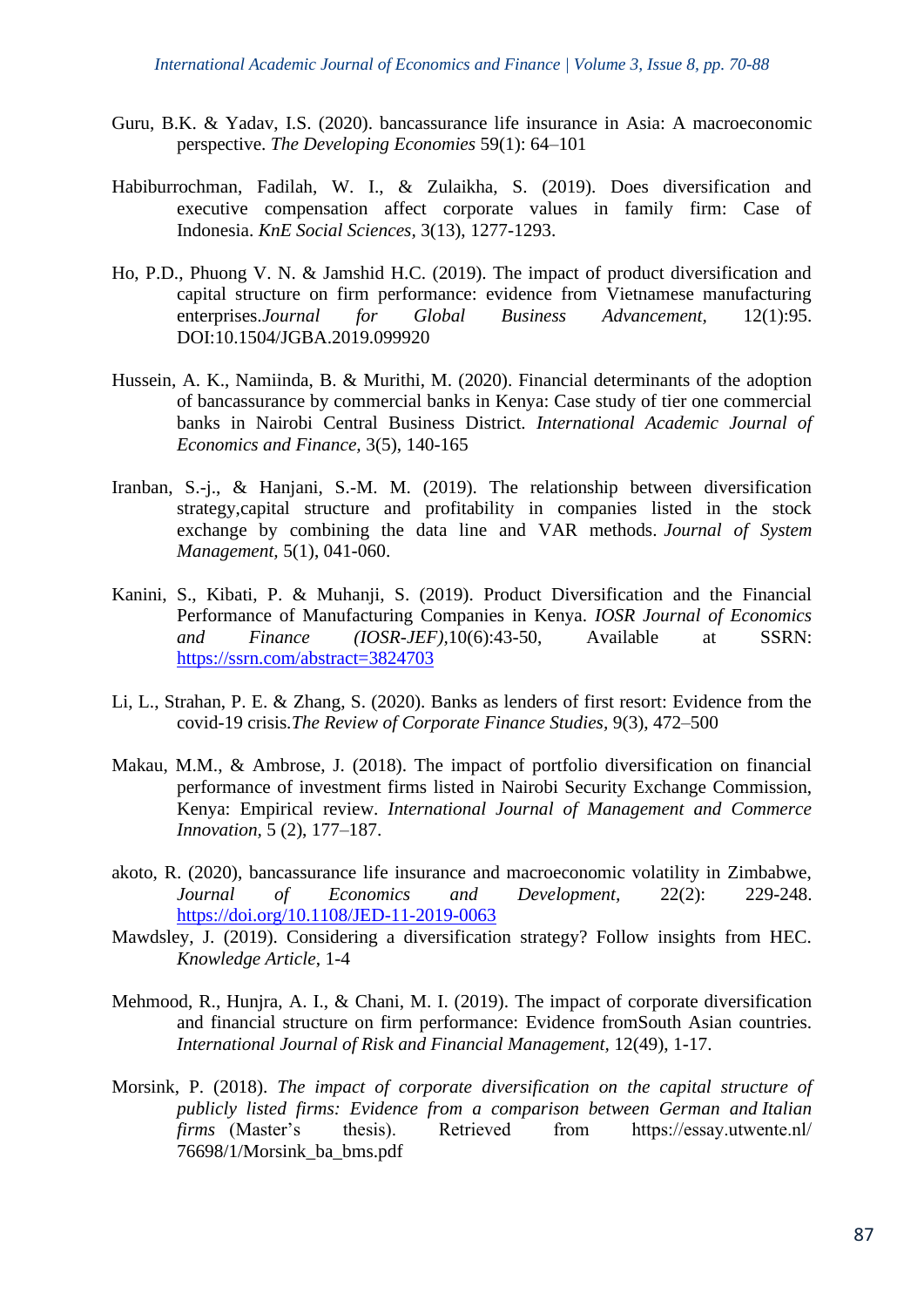Guru, B.K. & Yadav, I.S. (2020). bancassurance life insurance in Asia: A macroeconomic perspective. *The Developing Economies* 59(1): 64–101

Habiburrochman, Fadilah, W. I., & Zulaikha, S. (2019). Does diversification and executive compensation affect corporate values in family firm: Case of Indonesia. *KnE Social Sciences*, 3(13), 1277-1293.

Ho, P.D., Phuong V. N. & Jamshid H.C. (2019). The impact of product diversification and capital structure on firm performance: evidence from Vietnamese manufacturing enterprises.*Journal for Global Business Advancement,* 12(1):95. DOI:10.1504/JGBA.2019.099920

Hussein, A. K., Namiinda, B. & Murithi, M. (2020). Financial determinants of the adoption of bancassurance by commercial banks in Kenya: Case study of tier one commercial banks in Nairobi Central Business District. *International Academic Journal of Economics and Finance*, 3(5), 140-165

Iranban, S.-j., & Hanjani, S.-M. M. (2019). The relationship between diversification strategy,capital structure and profitability in companies listed in the stock exchange by combining the data line and VAR methods. *Journal of System Management,* 5(1), 041-060.

Kanini, S., Kibati, P. & Muhanji, S. (2019). Product Diversification and the Financial Performance of Manufacturing Companies in Kenya. *IOSR Journal of Economics and Finance (IOSR-JEF),*10(6):43-50, Available at SSRN: https://ssrn.com/abstract=3824703

Li, L., Strahan, P. E. & Zhang, S. (2020). Banks as lenders of first resort: Evidence from the covid-19 crisis.*The Review of Corporate Finance Studies,* 9(3), 472–500

Makau, M.M., & Ambrose, J. (2018). The impact of portfolio diversification on financial performance of investment firms listed in Nairobi Security Exchange Commission, Kenya: Empirical review. *International Journal of Management and Commerce Innovation,* 5 (2), 177–187.

akoto, R. (2020), bancassurance life insurance and macroeconomic volatility in Zimbabwe, *Journal of Economics and Development,* 22(2): 229-248. https://doi.org/10.1108/JED-11-2019-0063

Mawdsley, J. (2019). Considering a diversification strategy? Follow insights from HEC. *Knowledge Article*, 1-4

Mehmood, R., Hunjra, A. I., & Chani, M. I. (2019). The impact of corporate diversification and financial structure on firm performance: Evidence fromSouth Asian countries. *International Journal of Risk and Financial Management*, 12(49), 1-17.

Morsink, P. (2018). *The impact of corporate diversification on the capital structure of publicly listed firms: Evidence from a comparison between German and Italian firms* (Master's thesis). Retrieved from https://essay.utwente.nl/ 76698/1/Morsink_ba_bms.pdf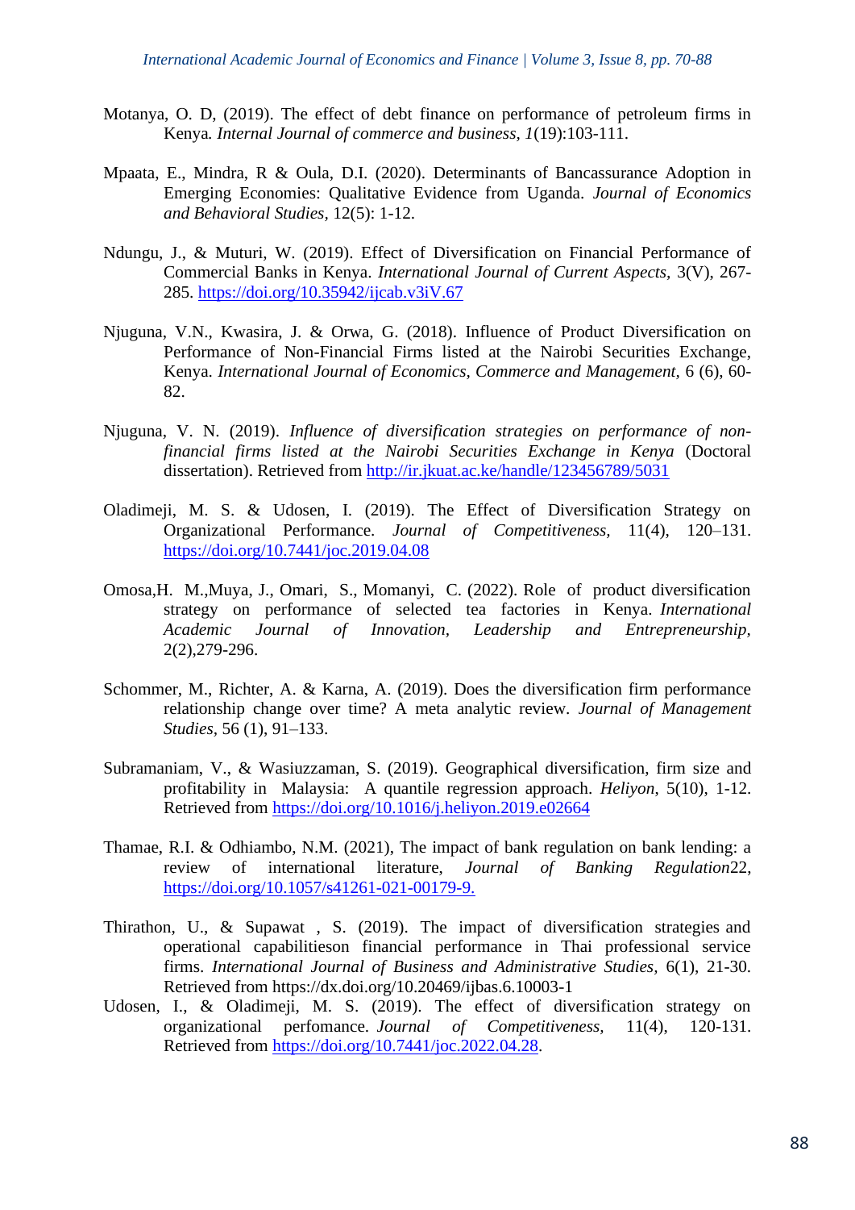Motanya, O. D, (2019). The effect of debt finance on performance of petroleum firms in Kenya*. Internal Journal of commerce and business, 1*(19):103-111.

Mpaata, E., Mindra, R & Oula, D.I. (2020). Determinants of Bancassurance Adoption in Emerging Economies: Qualitative Evidence from Uganda. *Journal of Economics and Behavioral Studies*, 12(5): 1-12.

Ndungu, J., & Muturi, W. (2019). Effect of Diversification on Financial Performance of Commercial Banks in Kenya. *International Journal of Current Aspects*, 3(V), 267-285. https://doi.org/10.35942/ijcab.v3iV.67

Njuguna, V.N., Kwasira, J. & Orwa, G. (2018). Influence of Product Diversification on Performance of Non-Financial Firms listed at the Nairobi Securities Exchange, Kenya. *International Journal of Economics, Commerce and Management*, 6 (6), 60-82.

Njuguna, V. N. (2019). *Influence of diversification strategies on performance of non-financial firms listed at the Nairobi Securities Exchange in Kenya* (Doctoral dissertation). Retrieved from http://ir.jkuat.ac.ke/handle/123456789/5031

Oladimeji, M. S. & Udosen, I. (2019). The Effect of Diversification Strategy on Organizational Performance. *Journal of Competitiveness*, 11(4), 120–131. https://doi.org/10.7441/joc.2019.04.08

Omosa,H. M.,Muya, J., Omari, S., Momanyi, C. (2022). Role of product diversification strategy on performance of selected tea factories in Kenya. *International Academic Journal of Innovation, Leadership and Entrepreneurship*, 2(2),279-296.

Schommer, M., Richter, A. & Karna, A. (2019). Does the diversification firm performance relationship change over time? A meta analytic review. *Journal of Management Studies*, 56 (1), 91–133.

Subramaniam, V., & Wasiuzzaman, S. (2019). Geographical diversification, firm size and profitability in Malaysia: A quantile regression approach. *Heliyon*, 5(10), 1-12. Retrieved from https://doi.org/10.1016/j.heliyon.2019.e02664

Thamae, R.I. & Odhiambo, N.M. (2021), The impact of bank regulation on bank lending: a review of international literature, *Journal of Banking Regulation*22, https://doi.org/10.1057/s41261-021-00179-9.

Thirathon, U., & Supawat , S. (2019). The impact of diversification strategies and operational capabilitieson financial performance in Thai professional service firms. *International Journal of Business and Administrative Studies*, 6(1), 21-30. Retrieved from https://dx.doi.org/10.20469/ijbas.6.10003-1

Udosen, I., & Oladimeji, M. S. (2019). The effect of diversification strategy on organizational perfomance. *Journal of Competitiveness*, 11(4), 120-131. Retrieved from https://doi.org/10.7441/joc.2022.04.28.